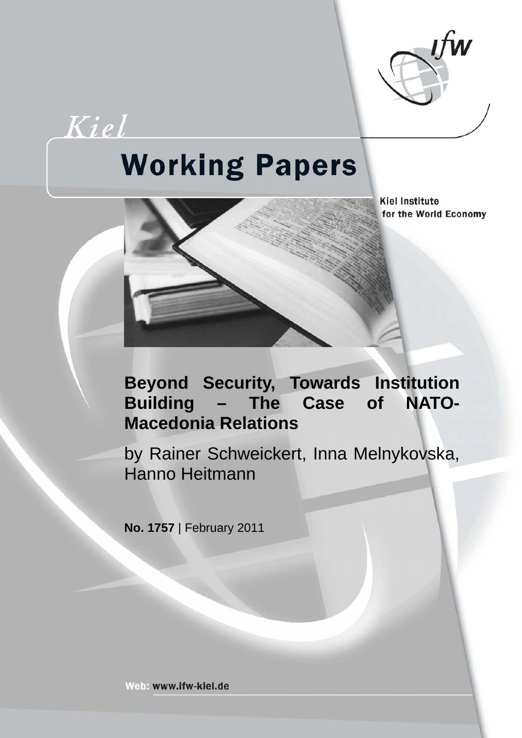Kiel

# Working Papers

Kiel Institute for the World Economy

## Beyond Security, Towards Institution Building – The Case of NATO-Macedonia Relations

by Rainer Schweickert, Inna Melnykovska, Hanno Heitmann

**No. 1757** | February 2011

Web: www.ifw-kiel.de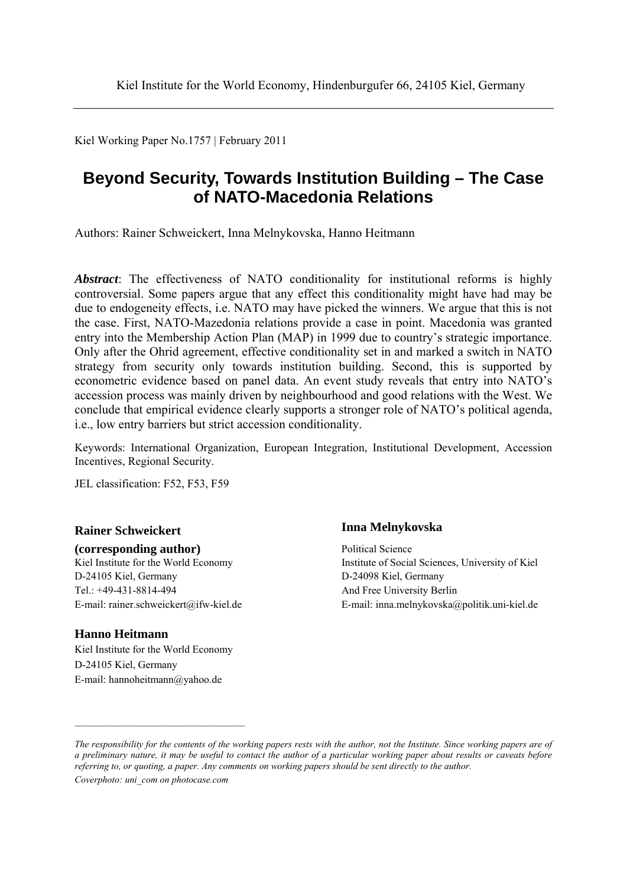Kiel Institute for the World Economy, Hindenburgufer 66, 24105 Kiel, Germany

Kiel Working Paper No.1757 | February 2011

# Beyond Security, Towards Institution Building – The Case of NATO-Macedonia Relations

Authors: Rainer Schweickert, Inna Melnykovska, Hanno Heitmann

***Abstract***: The effectiveness of NATO conditionality for institutional reforms is highly controversial. Some papers argue that any effect this conditionality might have had may be due to endogeneity effects, i.e. NATO may have picked the winners. We argue that this is not the case. First, NATO-Mazedonia relations provide a case in point. Macedonia was granted entry into the Membership Action Plan (MAP) in 1999 due to country's strategic importance. Only after the Ohrid agreement, effective conditionality set in and marked a switch in NATO strategy from security only towards institution building. Second, this is supported by econometric evidence based on panel data. An event study reveals that entry into NATO's accession process was mainly driven by neighbourhood and good relations with the West. We conclude that empirical evidence clearly supports a stronger role of NATO's political agenda, i.e., low entry barriers but strict accession conditionality.

Keywords: International Organization, European Integration, Institutional Development, Accession Incentives, Regional Security.

JEL classification: F52, F53, F59

**Rainer Schweickert**
**(corresponding author)**
Kiel Institute for the World Economy
D-24105 Kiel, Germany
Tel.: +49-431-8814-494
E-mail: rainer.schweickert@ifw-kiel.de

**Inna Melnykovska**
Political Science
Institute of Social Sciences, University of Kiel
D-24098 Kiel, Germany
And Free University Berlin
E-mail: inna.melnykovska@politik.uni-kiel.de

**Hanno Heitmann**
Kiel Institute for the World Economy
D-24105 Kiel, Germany
E-mail: hannoheitmann@yahoo.de

*The responsibility for the contents of the working papers rests with the author, not the Institute. Since working papers are of a preliminary nature, it may be useful to contact the author of a particular working paper about results or caveats before referring to, or quoting, a paper. Any comments on working papers should be sent directly to the author.*

*Coverphoto: uni_com on photocase.com*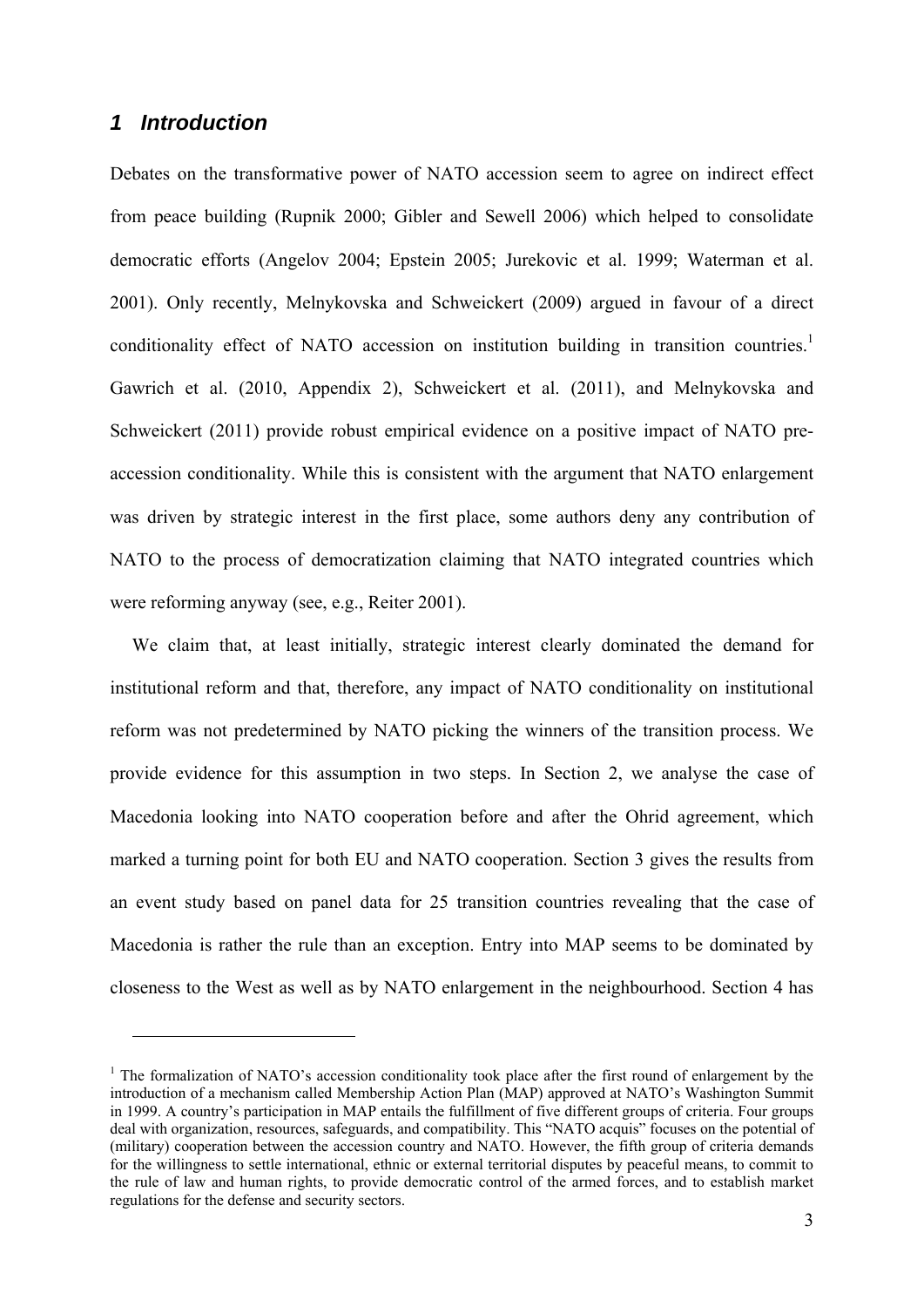## *1 Introduction*

Debates on the transformative power of NATO accession seem to agree on indirect effect from peace building (Rupnik 2000; Gibler and Sewell 2006) which helped to consolidate democratic efforts (Angelov 2004; Epstein 2005; Jurekovic et al. 1999; Waterman et al. 2001). Only recently, Melnykovska and Schweickert (2009) argued in favour of a direct conditionality effect of NATO accession on institution building in transition countries.[1] Gawrich et al. (2010, Appendix 2), Schweickert et al. (2011), and Melnykovska and Schweickert (2011) provide robust empirical evidence on a positive impact of NATO pre-accession conditionality. While this is consistent with the argument that NATO enlargement was driven by strategic interest in the first place, some authors deny any contribution of NATO to the process of democratization claiming that NATO integrated countries which were reforming anyway (see, e.g., Reiter 2001).

We claim that, at least initially, strategic interest clearly dominated the demand for institutional reform and that, therefore, any impact of NATO conditionality on institutional reform was not predetermined by NATO picking the winners of the transition process. We provide evidence for this assumption in two steps. In Section 2, we analyse the case of Macedonia looking into NATO cooperation before and after the Ohrid agreement, which marked a turning point for both EU and NATO cooperation. Section 3 gives the results from an event study based on panel data for 25 transition countries revealing that the case of Macedonia is rather the rule than an exception. Entry into MAP seems to be dominated by closeness to the West as well as by NATO enlargement in the neighbourhood. Section 4 has

---

[1] The formalization of NATO's accession conditionality took place after the first round of enlargement by the introduction of a mechanism called Membership Action Plan (MAP) approved at NATO's Washington Summit in 1999. A country's participation in MAP entails the fulfillment of five different groups of criteria. Four groups deal with organization, resources, safeguards, and compatibility. This "NATO acquis" focuses on the potential of (military) cooperation between the accession country and NATO. However, the fifth group of criteria demands for the willingness to settle international, ethnic or external territorial disputes by peaceful means, to commit to the rule of law and human rights, to provide democratic control of the armed forces, and to establish market regulations for the defense and security sectors.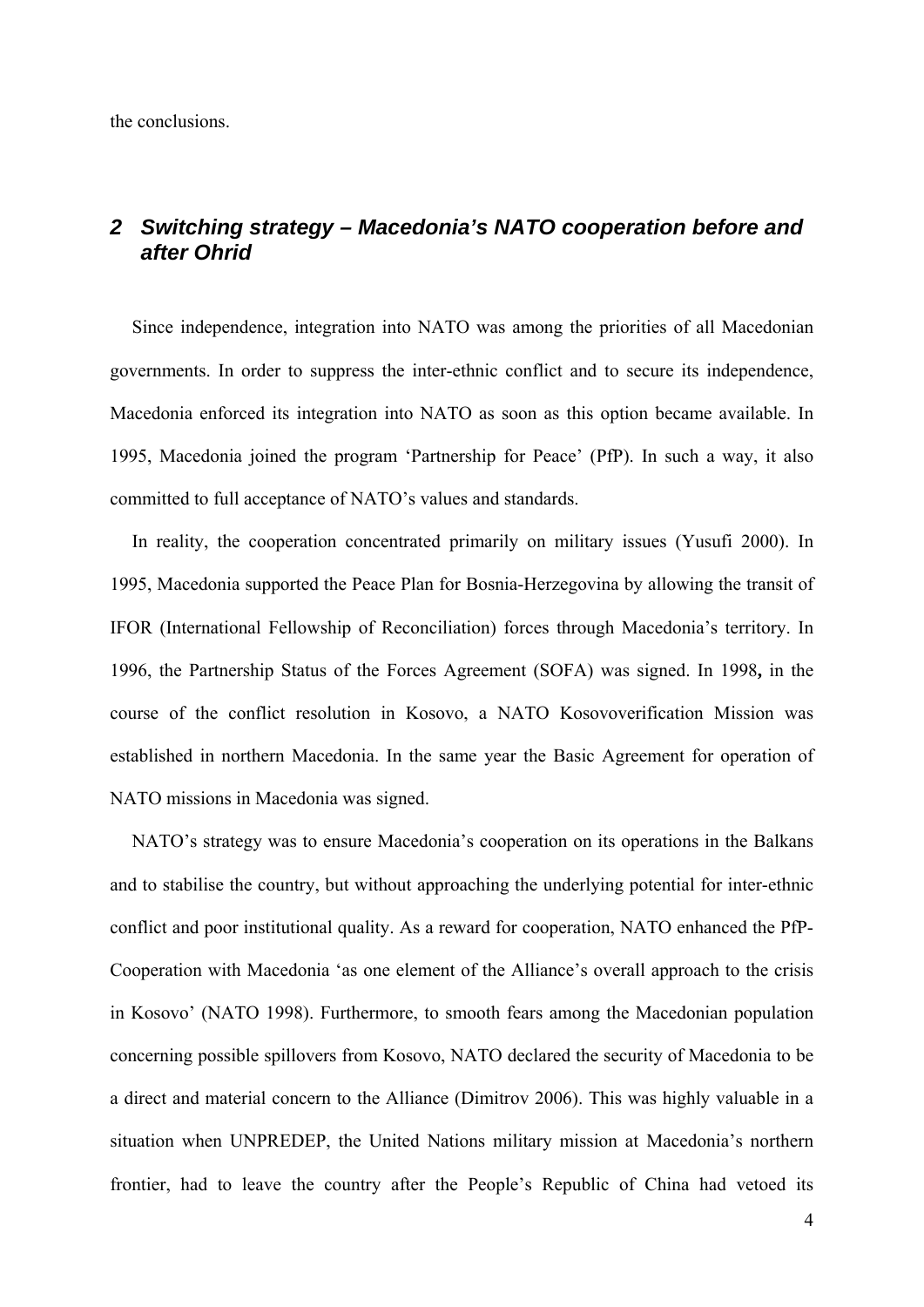the conclusions.

## *2 Switching strategy – Macedonia's NATO cooperation before and after Ohrid*

Since independence, integration into NATO was among the priorities of all Macedonian governments. In order to suppress the inter-ethnic conflict and to secure its independence, Macedonia enforced its integration into NATO as soon as this option became available. In 1995, Macedonia joined the program 'Partnership for Peace' (PfP). In such a way, it also committed to full acceptance of NATO's values and standards.

In reality, the cooperation concentrated primarily on military issues (Yusufi 2000). In 1995, Macedonia supported the Peace Plan for Bosnia-Herzegovina by allowing the transit of IFOR (International Fellowship of Reconciliation) forces through Macedonia's territory. In 1996, the Partnership Status of the Forces Agreement (SOFA) was signed. In 1998**,** in the course of the conflict resolution in Kosovo, a NATO Kosovoverification Mission was established in northern Macedonia. In the same year the Basic Agreement for operation of NATO missions in Macedonia was signed.

NATO's strategy was to ensure Macedonia's cooperation on its operations in the Balkans and to stabilise the country, but without approaching the underlying potential for inter-ethnic conflict and poor institutional quality. As a reward for cooperation, NATO enhanced the PfP-Cooperation with Macedonia 'as one element of the Alliance's overall approach to the crisis in Kosovo' (NATO 1998). Furthermore, to smooth fears among the Macedonian population concerning possible spillovers from Kosovo, NATO declared the security of Macedonia to be a direct and material concern to the Alliance (Dimitrov 2006). This was highly valuable in a situation when UNPREDEP, the United Nations military mission at Macedonia's northern frontier, had to leave the country after the People's Republic of China had vetoed its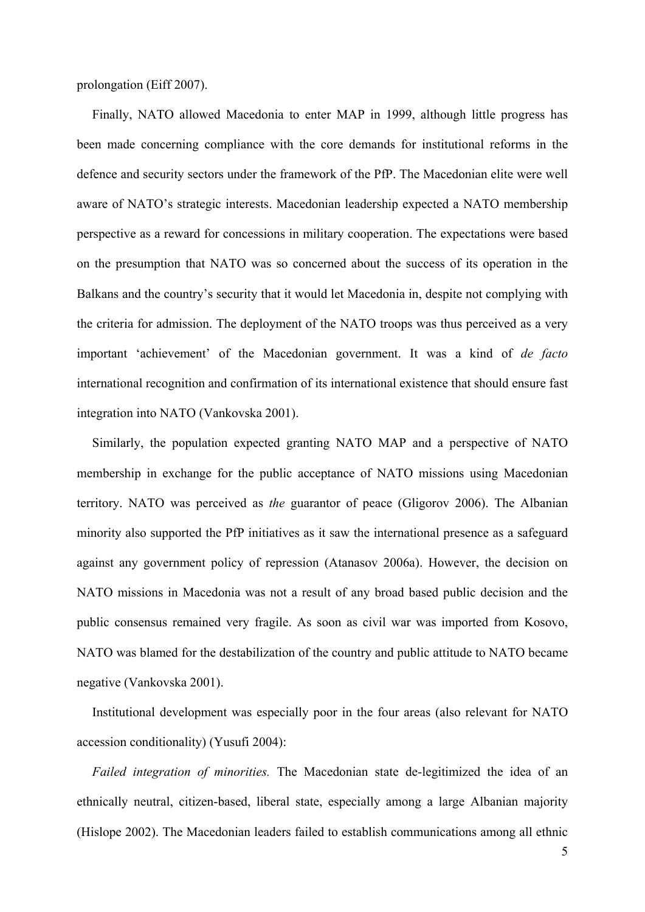prolongation (Eiff 2007).

Finally, NATO allowed Macedonia to enter MAP in 1999, although little progress has been made concerning compliance with the core demands for institutional reforms in the defence and security sectors under the framework of the PfP. The Macedonian elite were well aware of NATO's strategic interests. Macedonian leadership expected a NATO membership perspective as a reward for concessions in military cooperation. The expectations were based on the presumption that NATO was so concerned about the success of its operation in the Balkans and the country's security that it would let Macedonia in, despite not complying with the criteria for admission. The deployment of the NATO troops was thus perceived as a very important 'achievement' of the Macedonian government. It was a kind of *de facto* international recognition and confirmation of its international existence that should ensure fast integration into NATO (Vankovska 2001).

Similarly, the population expected granting NATO MAP and a perspective of NATO membership in exchange for the public acceptance of NATO missions using Macedonian territory. NATO was perceived as *the* guarantor of peace (Gligorov 2006). The Albanian minority also supported the PfP initiatives as it saw the international presence as a safeguard against any government policy of repression (Atanasov 2006a). However, the decision on NATO missions in Macedonia was not a result of any broad based public decision and the public consensus remained very fragile. As soon as civil war was imported from Kosovo, NATO was blamed for the destabilization of the country and public attitude to NATO became negative (Vankovska 2001).

Institutional development was especially poor in the four areas (also relevant for NATO accession conditionality) (Yusufi 2004):

*Failed integration of minorities.* The Macedonian state de-legitimized the idea of an ethnically neutral, citizen-based, liberal state, especially among a large Albanian majority (Hislope 2002). The Macedonian leaders failed to establish communications among all ethnic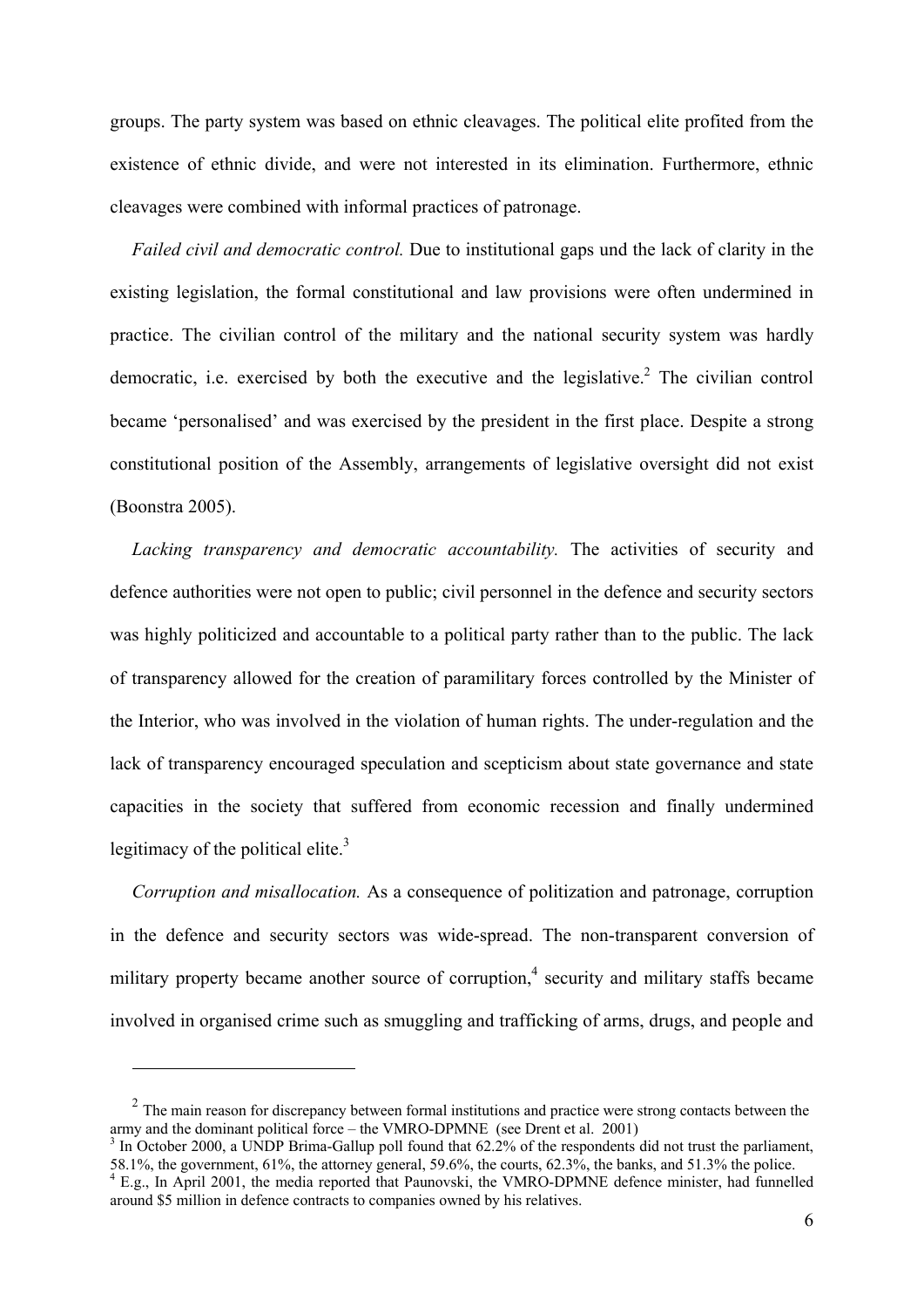groups. The party system was based on ethnic cleavages. The political elite profited from the existence of ethnic divide, and were not interested in its elimination. Furthermore, ethnic cleavages were combined with informal practices of patronage.

*Failed civil and democratic control.* Due to institutional gaps und the lack of clarity in the existing legislation, the formal constitutional and law provisions were often undermined in practice. The civilian control of the military and the national security system was hardly democratic, i.e. exercised by both the executive and the legislative.[2] The civilian control became 'personalised' and was exercised by the president in the first place. Despite a strong constitutional position of the Assembly, arrangements of legislative oversight did not exist (Boonstra 2005).

*Lacking transparency and democratic accountability.* The activities of security and defence authorities were not open to public; civil personnel in the defence and security sectors was highly politicized and accountable to a political party rather than to the public. The lack of transparency allowed for the creation of paramilitary forces controlled by the Minister of the Interior, who was involved in the violation of human rights. The under-regulation and the lack of transparency encouraged speculation and scepticism about state governance and state capacities in the society that suffered from economic recession and finally undermined legitimacy of the political elite.[3]

*Corruption and misallocation.* As a consequence of politization and patronage, corruption in the defence and security sectors was wide-spread. The non-transparent conversion of military property became another source of corruption,[4] security and military staffs became involved in organised crime such as smuggling and trafficking of arms, drugs, and people and

---

[2] The main reason for discrepancy between formal institutions and practice were strong contacts between the army and the dominant political force – the VMRO-DPMNE (see Drent et al. 2001)

[3] In October 2000, a UNDP Brima-Gallup poll found that 62.2% of the respondents did not trust the parliament, 58.1%, the government, 61%, the attorney general, 59.6%, the courts, 62.3%, the banks, and 51.3% the police.

[4] E.g., In April 2001, the media reported that Paunovski, the VMRO-DPMNE defence minister, had funnelled around $5 million in defence contracts to companies owned by his relatives.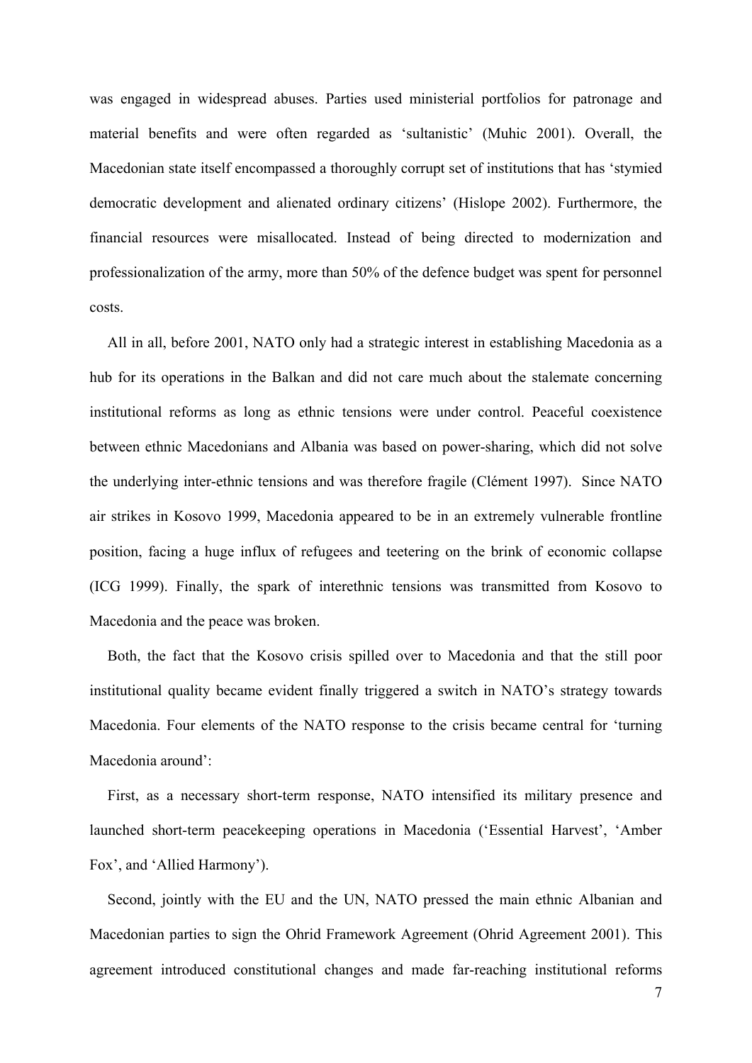was engaged in widespread abuses. Parties used ministerial portfolios for patronage and material benefits and were often regarded as 'sultanistic' (Muhic 2001). Overall, the Macedonian state itself encompassed a thoroughly corrupt set of institutions that has 'stymied democratic development and alienated ordinary citizens' (Hislope 2002). Furthermore, the financial resources were misallocated. Instead of being directed to modernization and professionalization of the army, more than 50% of the defence budget was spent for personnel costs.

All in all, before 2001, NATO only had a strategic interest in establishing Macedonia as a hub for its operations in the Balkan and did not care much about the stalemate concerning institutional reforms as long as ethnic tensions were under control. Peaceful coexistence between ethnic Macedonians and Albania was based on power-sharing, which did not solve the underlying inter-ethnic tensions and was therefore fragile (Clément 1997). Since NATO air strikes in Kosovo 1999, Macedonia appeared to be in an extremely vulnerable frontline position, facing a huge influx of refugees and teetering on the brink of economic collapse (ICG 1999). Finally, the spark of interethnic tensions was transmitted from Kosovo to Macedonia and the peace was broken.

Both, the fact that the Kosovo crisis spilled over to Macedonia and that the still poor institutional quality became evident finally triggered a switch in NATO's strategy towards Macedonia. Four elements of the NATO response to the crisis became central for 'turning Macedonia around':

First, as a necessary short-term response, NATO intensified its military presence and launched short-term peacekeeping operations in Macedonia ('Essential Harvest', 'Amber Fox', and 'Allied Harmony').

Second, jointly with the EU and the UN, NATO pressed the main ethnic Albanian and Macedonian parties to sign the Ohrid Framework Agreement (Ohrid Agreement 2001). This agreement introduced constitutional changes and made far-reaching institutional reforms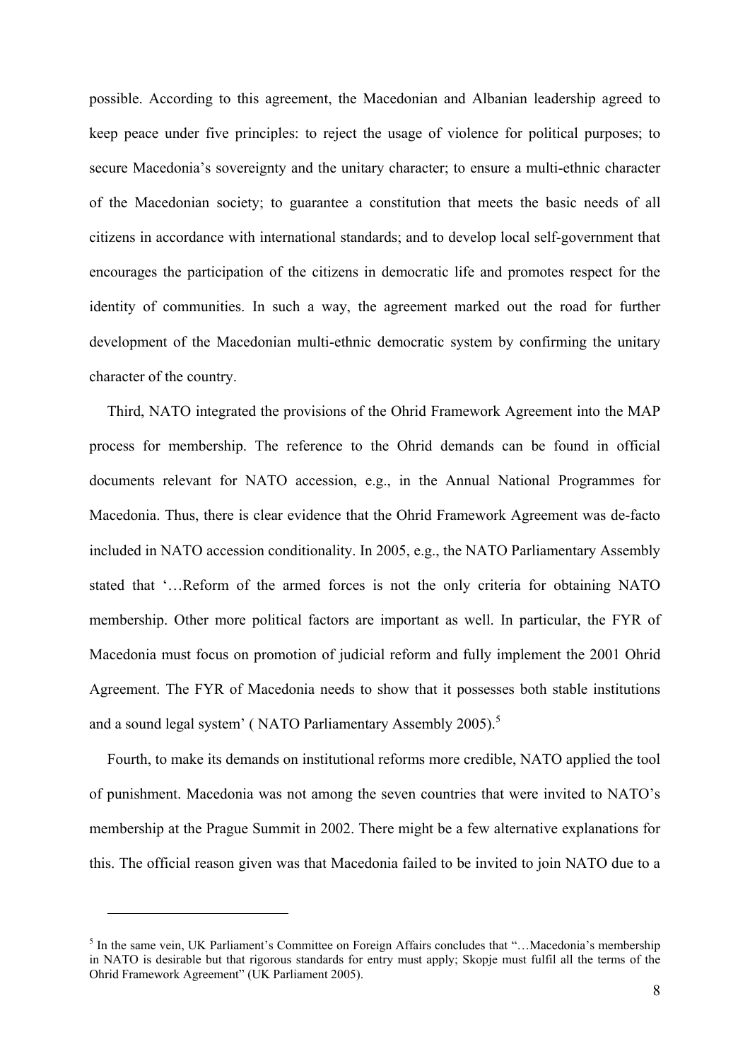possible. According to this agreement, the Macedonian and Albanian leadership agreed to keep peace under five principles: to reject the usage of violence for political purposes; to secure Macedonia's sovereignty and the unitary character; to ensure a multi-ethnic character of the Macedonian society; to guarantee a constitution that meets the basic needs of all citizens in accordance with international standards; and to develop local self-government that encourages the participation of the citizens in democratic life and promotes respect for the identity of communities. In such a way, the agreement marked out the road for further development of the Macedonian multi-ethnic democratic system by confirming the unitary character of the country.

Third, NATO integrated the provisions of the Ohrid Framework Agreement into the MAP process for membership. The reference to the Ohrid demands can be found in official documents relevant for NATO accession, e.g., in the Annual National Programmes for Macedonia. Thus, there is clear evidence that the Ohrid Framework Agreement was de-facto included in NATO accession conditionality. In 2005, e.g., the NATO Parliamentary Assembly stated that '…Reform of the armed forces is not the only criteria for obtaining NATO membership. Other more political factors are important as well. In particular, the FYR of Macedonia must focus on promotion of judicial reform and fully implement the 2001 Ohrid Agreement. The FYR of Macedonia needs to show that it possesses both stable institutions and a sound legal system' ( NATO Parliamentary Assembly 2005).[5]

Fourth, to make its demands on institutional reforms more credible, NATO applied the tool of punishment. Macedonia was not among the seven countries that were invited to NATO's membership at the Prague Summit in 2002. There might be a few alternative explanations for this. The official reason given was that Macedonia failed to be invited to join NATO due to a

---

[5] In the same vein, UK Parliament's Committee on Foreign Affairs concludes that "…Macedonia's membership in NATO is desirable but that rigorous standards for entry must apply; Skopje must fulfil all the terms of the Ohrid Framework Agreement" (UK Parliament 2005).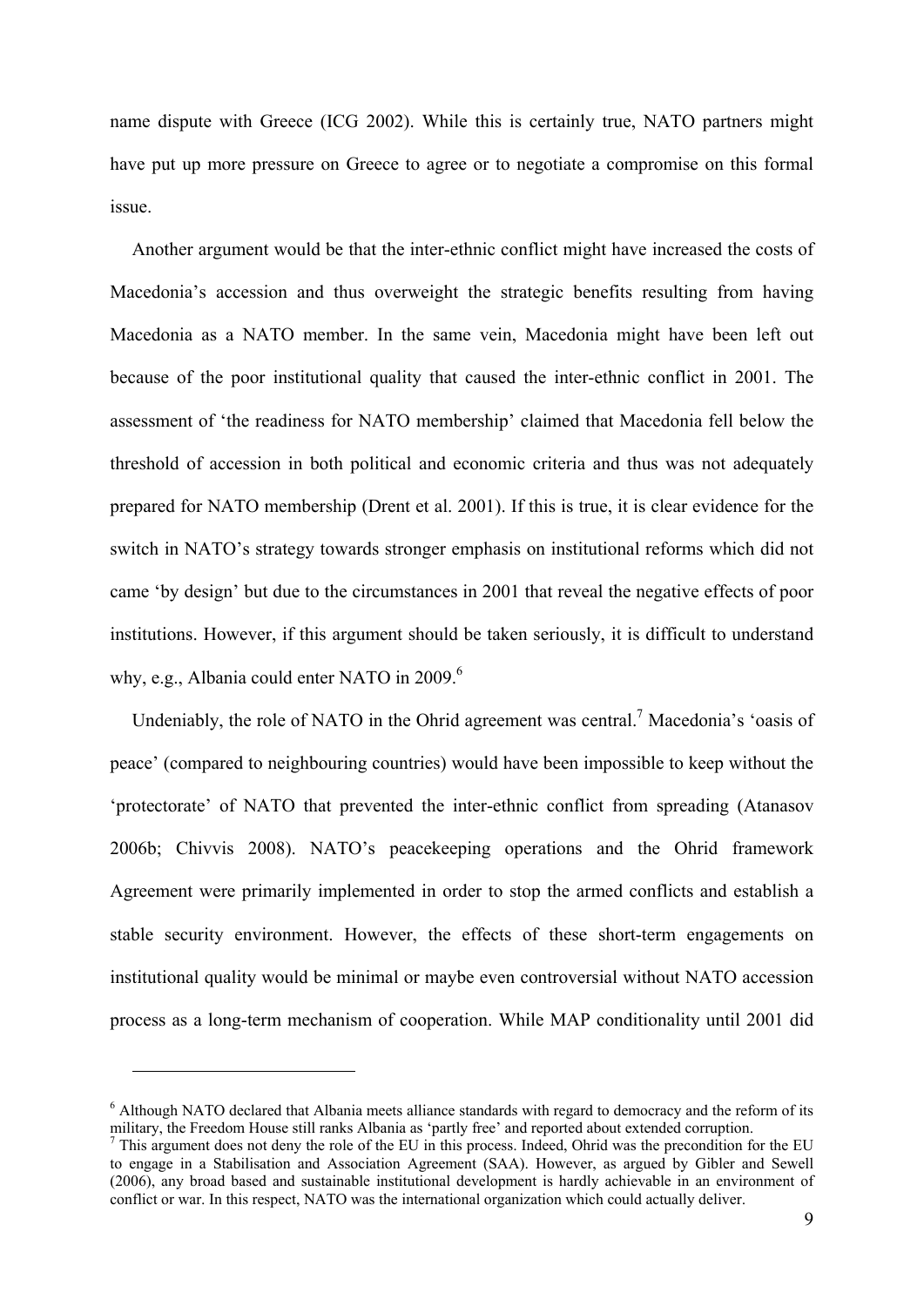name dispute with Greece (ICG 2002). While this is certainly true, NATO partners might have put up more pressure on Greece to agree or to negotiate a compromise on this formal issue.

Another argument would be that the inter-ethnic conflict might have increased the costs of Macedonia's accession and thus overweight the strategic benefits resulting from having Macedonia as a NATO member. In the same vein, Macedonia might have been left out because of the poor institutional quality that caused the inter-ethnic conflict in 2001. The assessment of 'the readiness for NATO membership' claimed that Macedonia fell below the threshold of accession in both political and economic criteria and thus was not adequately prepared for NATO membership (Drent et al. 2001). If this is true, it is clear evidence for the switch in NATO's strategy towards stronger emphasis on institutional reforms which did not came 'by design' but due to the circumstances in 2001 that reveal the negative effects of poor institutions. However, if this argument should be taken seriously, it is difficult to understand why, e.g., Albania could enter NATO in 2009.[6]

Undeniably, the role of NATO in the Ohrid agreement was central.[7] Macedonia's 'oasis of peace' (compared to neighbouring countries) would have been impossible to keep without the 'protectorate' of NATO that prevented the inter-ethnic conflict from spreading (Atanasov 2006b; Chivvis 2008). NATO's peacekeeping operations and the Ohrid framework Agreement were primarily implemented in order to stop the armed conflicts and establish a stable security environment. However, the effects of these short-term engagements on institutional quality would be minimal or maybe even controversial without NATO accession process as a long-term mechanism of cooperation. While MAP conditionality until 2001 did

---

[6] Although NATO declared that Albania meets alliance standards with regard to democracy and the reform of its military, the Freedom House still ranks Albania as 'partly free' and reported about extended corruption.

[7] This argument does not deny the role of the EU in this process. Indeed, Ohrid was the precondition for the EU to engage in a Stabilisation and Association Agreement (SAA). However, as argued by Gibler and Sewell (2006), any broad based and sustainable institutional development is hardly achievable in an environment of conflict or war. In this respect, NATO was the international organization which could actually deliver.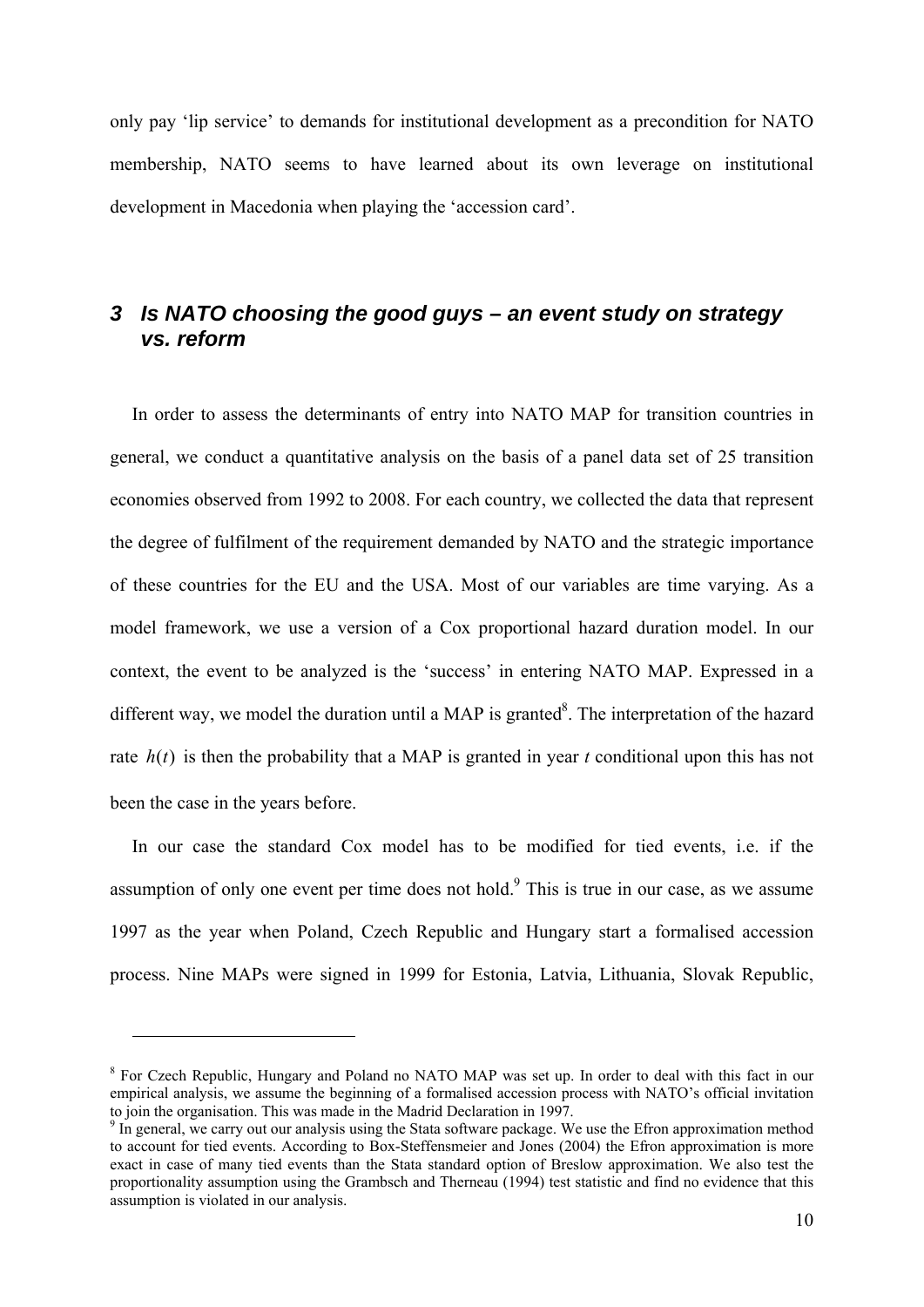only pay 'lip service' to demands for institutional development as a precondition for NATO membership, NATO seems to have learned about its own leverage on institutional development in Macedonia when playing the 'accession card'.

## *3 Is NATO choosing the good guys – an event study on strategy vs. reform*

In order to assess the determinants of entry into NATO MAP for transition countries in general, we conduct a quantitative analysis on the basis of a panel data set of 25 transition economies observed from 1992 to 2008. For each country, we collected the data that represent the degree of fulfilment of the requirement demanded by NATO and the strategic importance of these countries for the EU and the USA. Most of our variables are time varying. As a model framework, we use a version of a Cox proportional hazard duration model. In our context, the event to be analyzed is the 'success' in entering NATO MAP. Expressed in a different way, we model the duration until a MAP is granted[8]. The interpretation of the hazard rate $h(t)$ is then the probability that a MAP is granted in year $t$ conditional upon this has not been the case in the years before.

In our case the standard Cox model has to be modified for tied events, i.e. if the assumption of only one event per time does not hold.[9] This is true in our case, as we assume 1997 as the year when Poland, Czech Republic and Hungary start a formalised accession process. Nine MAPs were signed in 1999 for Estonia, Latvia, Lithuania, Slovak Republic,

---

[8] For Czech Republic, Hungary and Poland no NATO MAP was set up. In order to deal with this fact in our empirical analysis, we assume the beginning of a formalised accession process with NATO's official invitation to join the organisation. This was made in the Madrid Declaration in 1997.

[9] In general, we carry out our analysis using the Stata software package. We use the Efron approximation method to account for tied events. According to Box-Steffensmeier and Jones (2004) the Efron approximation is more exact in case of many tied events than the Stata standard option of Breslow approximation. We also test the proportionality assumption using the Grambsch and Therneau (1994) test statistic and find no evidence that this assumption is violated in our analysis.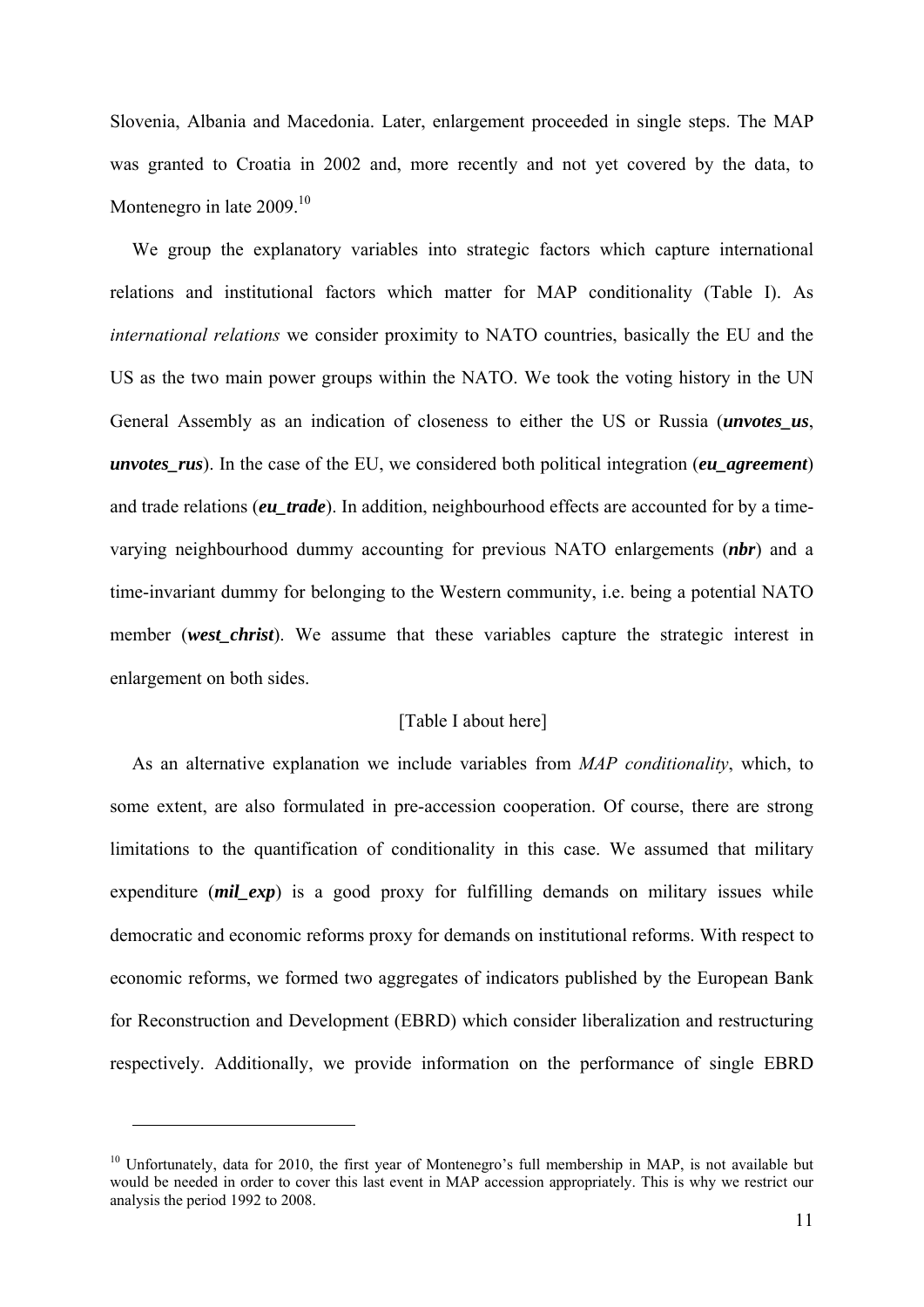Slovenia, Albania and Macedonia. Later, enlargement proceeded in single steps. The MAP was granted to Croatia in 2002 and, more recently and not yet covered by the data, to Montenegro in late 2009.[10]

We group the explanatory variables into strategic factors which capture international relations and institutional factors which matter for MAP conditionality (Table I). As *international relations* we consider proximity to NATO countries, basically the EU and the US as the two main power groups within the NATO. We took the voting history in the UN General Assembly as an indication of closeness to either the US or Russia (***unvotes_us***, ***unvotes_rus***). In the case of the EU, we considered both political integration (***eu_agreement***) and trade relations (***eu_trade***). In addition, neighbourhood effects are accounted for by a time-varying neighbourhood dummy accounting for previous NATO enlargements (***nbr***) and a time-invariant dummy for belonging to the Western community, i.e. being a potential NATO member (***west_christ***). We assume that these variables capture the strategic interest in enlargement on both sides.

[Table I about here]

As an alternative explanation we include variables from *MAP conditionality*, which, to some extent, are also formulated in pre-accession cooperation. Of course, there are strong limitations to the quantification of conditionality in this case. We assumed that military expenditure (***mil_exp***) is a good proxy for fulfilling demands on military issues while democratic and economic reforms proxy for demands on institutional reforms. With respect to economic reforms, we formed two aggregates of indicators published by the European Bank for Reconstruction and Development (EBRD) which consider liberalization and restructuring respectively. Additionally, we provide information on the performance of single EBRD

---

[10] Unfortunately, data for 2010, the first year of Montenegro's full membership in MAP, is not available but would be needed in order to cover this last event in MAP accession appropriately. This is why we restrict our analysis the period 1992 to 2008.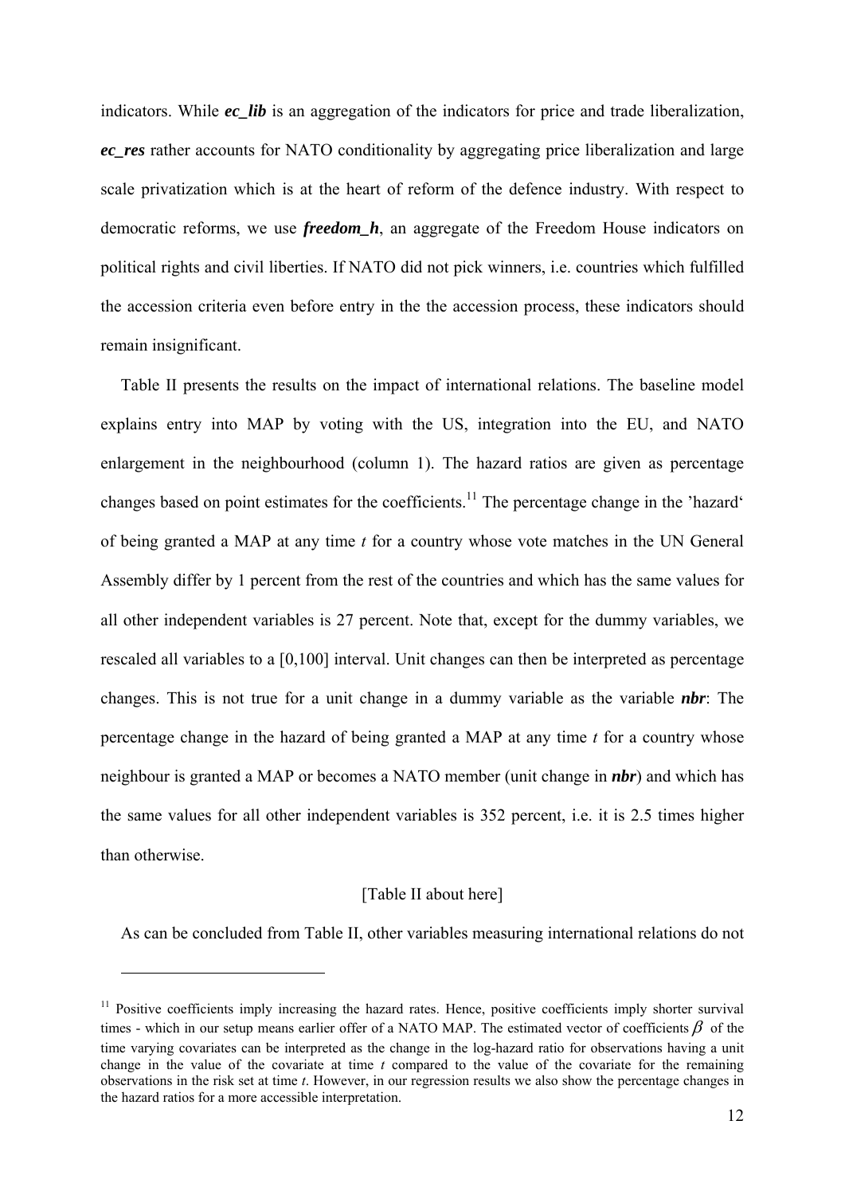indicators. While ***ec_lib*** is an aggregation of the indicators for price and trade liberalization, ***ec_res*** rather accounts for NATO conditionality by aggregating price liberalization and large scale privatization which is at the heart of reform of the defence industry. With respect to democratic reforms, we use ***freedom_h***, an aggregate of the Freedom House indicators on political rights and civil liberties. If NATO did not pick winners, i.e. countries which fulfilled the accession criteria even before entry in the the accession process, these indicators should remain insignificant.

Table II presents the results on the impact of international relations. The baseline model explains entry into MAP by voting with the US, integration into the EU, and NATO enlargement in the neighbourhood (column 1). The hazard ratios are given as percentage changes based on point estimates for the coefficients.[11] The percentage change in the 'hazard' of being granted a MAP at any time *t* for a country whose vote matches in the UN General Assembly differ by 1 percent from the rest of the countries and which has the same values for all other independent variables is 27 percent. Note that, except for the dummy variables, we rescaled all variables to a [0,100] interval. Unit changes can then be interpreted as percentage changes. This is not true for a unit change in a dummy variable as the variable ***nbr***: The percentage change in the hazard of being granted a MAP at any time *t* for a country whose neighbour is granted a MAP or becomes a NATO member (unit change in ***nbr***) and which has the same values for all other independent variables is 352 percent, i.e. it is 2.5 times higher than otherwise.

[Table II about here]

As can be concluded from Table II, other variables measuring international relations do not

---

[11] Positive coefficients imply increasing the hazard rates. Hence, positive coefficients imply shorter survival times - which in our setup means earlier offer of a NATO MAP. The estimated vector of coefficients $\beta$ of the time varying covariates can be interpreted as the change in the log-hazard ratio for observations having a unit change in the value of the covariate at time *t* compared to the value of the covariate for the remaining observations in the risk set at time *t*. However, in our regression results we also show the percentage changes in the hazard ratios for a more accessible interpretation.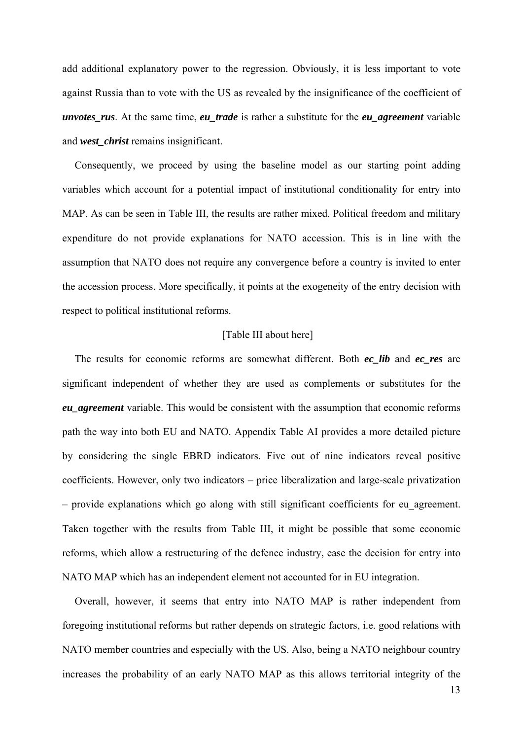add additional explanatory power to the regression. Obviously, it is less important to vote against Russia than to vote with the US as revealed by the insignificance of the coefficient of ***unvotes_rus***. At the same time, ***eu_trade*** is rather a substitute for the ***eu_agreement*** variable and ***west_christ*** remains insignificant.

Consequently, we proceed by using the baseline model as our starting point adding variables which account for a potential impact of institutional conditionality for entry into MAP. As can be seen in Table III, the results are rather mixed. Political freedom and military expenditure do not provide explanations for NATO accession. This is in line with the assumption that NATO does not require any convergence before a country is invited to enter the accession process. More specifically, it points at the exogeneity of the entry decision with respect to political institutional reforms.

[Table III about here]

The results for economic reforms are somewhat different. Both ***ec_lib*** and ***ec_res*** are significant independent of whether they are used as complements or substitutes for the ***eu_agreement*** variable. This would be consistent with the assumption that economic reforms path the way into both EU and NATO. Appendix Table AI provides a more detailed picture by considering the single EBRD indicators. Five out of nine indicators reveal positive coefficients. However, only two indicators – price liberalization and large-scale privatization – provide explanations which go along with still significant coefficients for eu_agreement. Taken together with the results from Table III, it might be possible that some economic reforms, which allow a restructuring of the defence industry, ease the decision for entry into NATO MAP which has an independent element not accounted for in EU integration.

Overall, however, it seems that entry into NATO MAP is rather independent from foregoing institutional reforms but rather depends on strategic factors, i.e. good relations with NATO member countries and especially with the US. Also, being a NATO neighbour country increases the probability of an early NATO MAP as this allows territorial integrity of the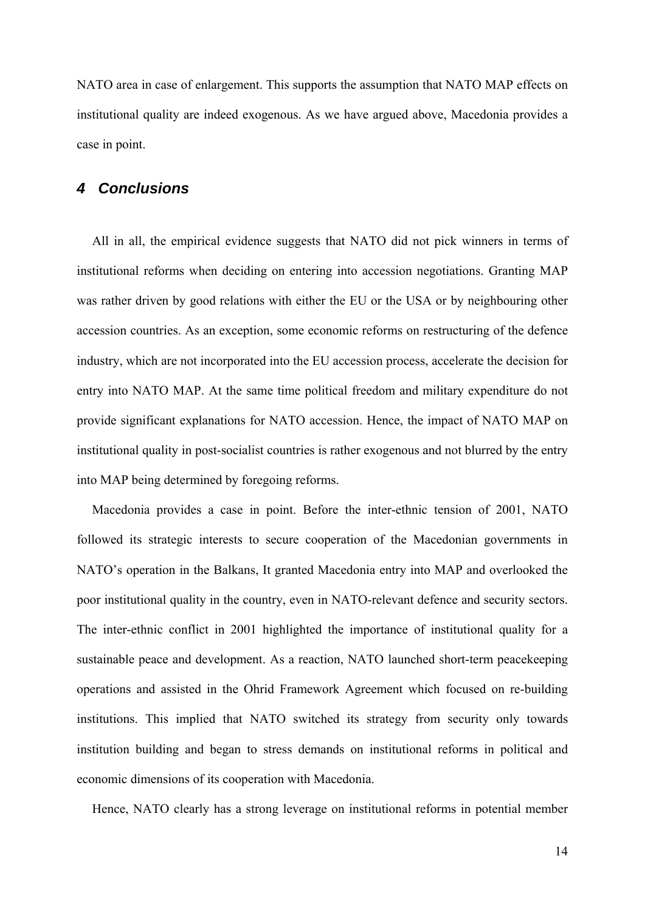NATO area in case of enlargement. This supports the assumption that NATO MAP effects on institutional quality are indeed exogenous. As we have argued above, Macedonia provides a case in point.

## *4 Conclusions*

All in all, the empirical evidence suggests that NATO did not pick winners in terms of institutional reforms when deciding on entering into accession negotiations. Granting MAP was rather driven by good relations with either the EU or the USA or by neighbouring other accession countries. As an exception, some economic reforms on restructuring of the defence industry, which are not incorporated into the EU accession process, accelerate the decision for entry into NATO MAP. At the same time political freedom and military expenditure do not provide significant explanations for NATO accession. Hence, the impact of NATO MAP on institutional quality in post-socialist countries is rather exogenous and not blurred by the entry into MAP being determined by foregoing reforms.

Macedonia provides a case in point. Before the inter-ethnic tension of 2001, NATO followed its strategic interests to secure cooperation of the Macedonian governments in NATO's operation in the Balkans, It granted Macedonia entry into MAP and overlooked the poor institutional quality in the country, even in NATO-relevant defence and security sectors. The inter-ethnic conflict in 2001 highlighted the importance of institutional quality for a sustainable peace and development. As a reaction, NATO launched short-term peacekeeping operations and assisted in the Ohrid Framework Agreement which focused on re-building institutions. This implied that NATO switched its strategy from security only towards institution building and began to stress demands on institutional reforms in political and economic dimensions of its cooperation with Macedonia.

Hence, NATO clearly has a strong leverage on institutional reforms in potential member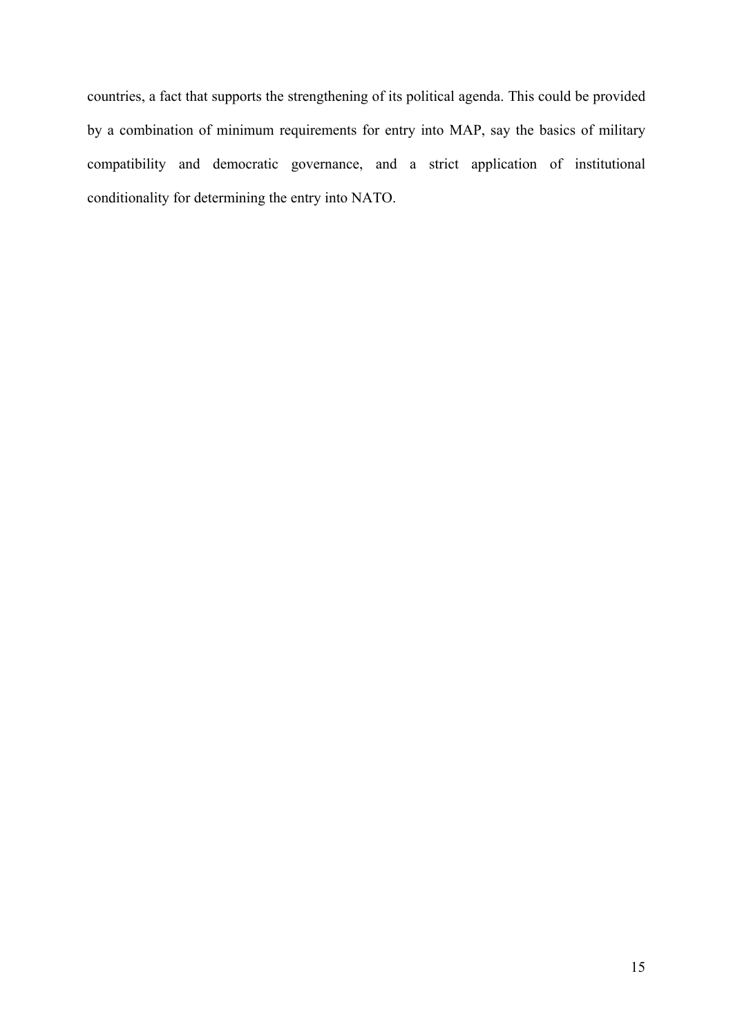countries, a fact that supports the strengthening of its political agenda. This could be provided by a combination of minimum requirements for entry into MAP, say the basics of military compatibility and democratic governance, and a strict application of institutional conditionality for determining the entry into NATO.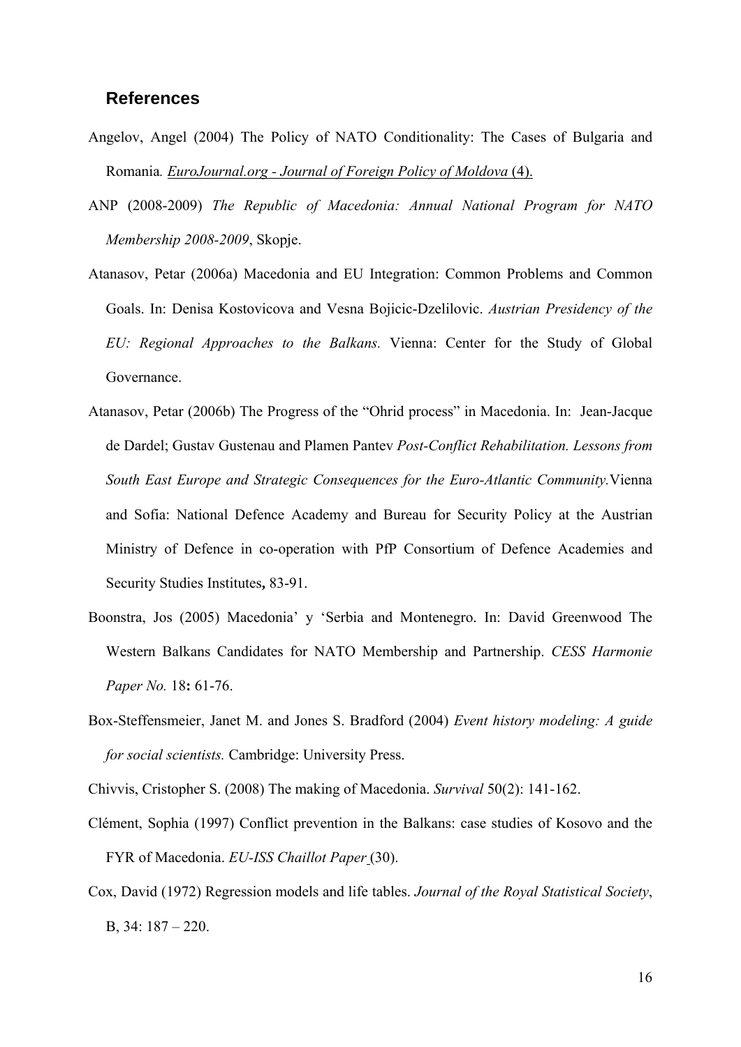## References

Angelov, Angel (2004) The Policy of NATO Conditionality: The Cases of Bulgaria and Romania*.* *EuroJournal.org - Journal of Foreign Policy of Moldova* (4).

ANP (2008-2009) *The Republic of Macedonia: Annual National Program for NATO Membership 2008-2009*, Skopje.

Atanasov, Petar (2006a) Macedonia and EU Integration: Common Problems and Common Goals. In: Denisa Kostovicova and Vesna Bojicic-Dzelilovic. *Austrian Presidency of the EU: Regional Approaches to the Balkans.* Vienna: Center for the Study of Global Governance.

Atanasov, Petar (2006b) The Progress of the "Ohrid process" in Macedonia. In: Jean-Jacque de Dardel; Gustav Gustenau and Plamen Pantev *Post-Conflict Rehabilitation. Lessons from South East Europe and Strategic Consequences for the Euro-Atlantic Community.*Vienna and Sofia: National Defence Academy and Bureau for Security Policy at the Austrian Ministry of Defence in co-operation with PfP Consortium of Defence Academies and Security Studies Institutes**,** 83-91.

Boonstra, Jos (2005) Macedonia' y 'Serbia and Montenegro. In: David Greenwood The Western Balkans Candidates for NATO Membership and Partnership. *CESS Harmonie Paper No.* 18**:** 61-76.

Box-Steffensmeier, Janet M. and Jones S. Bradford (2004) *Event history modeling: A guide for social scientists.* Cambridge: University Press.

Chivvis, Cristopher S. (2008) The making of Macedonia. *Survival* 50(2): 141-162.

Clément, Sophia (1997) Conflict prevention in the Balkans: case studies of Kosovo and the FYR of Macedonia. *EU-ISS Chaillot Paper* (30).

Cox, David (1972) Regression models and life tables. *Journal of the Royal Statistical Society*, B, 34: 187 – 220.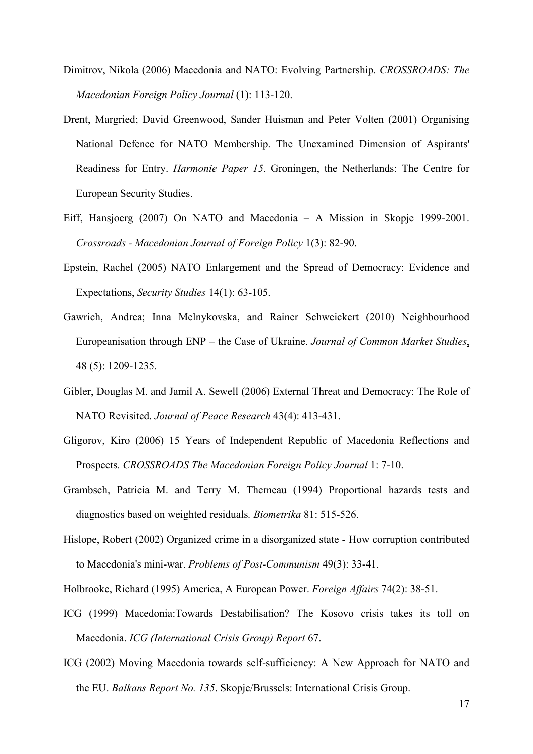Dimitrov, Nikola (2006) Macedonia and NATO: Evolving Partnership. *CROSSROADS: The Macedonian Foreign Policy Journal* (1): 113-120.

Drent, Margried; David Greenwood, Sander Huisman and Peter Volten (2001) Organising National Defence for NATO Membership. The Unexamined Dimension of Aspirants' Readiness for Entry. *Harmonie Paper 15*. Groningen, the Netherlands: The Centre for European Security Studies.

Eiff, Hansjoerg (2007) On NATO and Macedonia – A Mission in Skopje 1999-2001. *Crossroads - Macedonian Journal of Foreign Policy* 1(3): 82-90.

Epstein, Rachel (2005) NATO Enlargement and the Spread of Democracy: Evidence and Expectations, *Security Studies* 14(1): 63-105.

Gawrich, Andrea; Inna Melnykovska, and Rainer Schweickert (2010) Neighbourhood Europeanisation through ENP – the Case of Ukraine. *Journal of Common Market Studies*, 48 (5): 1209-1235.

Gibler, Douglas M. and Jamil A. Sewell (2006) External Threat and Democracy: The Role of NATO Revisited. *Journal of Peace Research* 43(4): 413-431.

Gligorov, Kiro (2006) 15 Years of Independent Republic of Macedonia Reflections and Prospects*. CROSSROADS The Macedonian Foreign Policy Journal* 1: 7-10.

Grambsch, Patricia M. and Terry M. Therneau (1994) Proportional hazards tests and diagnostics based on weighted residuals*. Biometrika* 81: 515-526.

Hislope, Robert (2002) Organized crime in a disorganized state - How corruption contributed to Macedonia's mini-war. *Problems of Post-Communism* 49(3): 33-41.

Holbrooke, Richard (1995) America, A European Power. *Foreign Affairs* 74(2): 38-51.

ICG (1999) Macedonia:Towards Destabilisation? The Kosovo crisis takes its toll on Macedonia. *ICG (International Crisis Group) Report* 67.

ICG (2002) Moving Macedonia towards self-sufficiency: A New Approach for NATO and the EU. *Balkans Report No. 135*. Skopje/Brussels: International Crisis Group.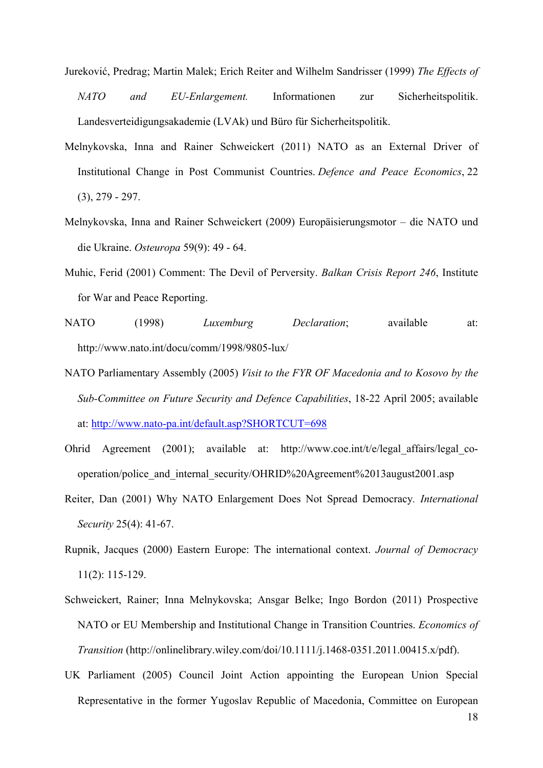Jureković, Predrag; Martin Malek; Erich Reiter and Wilhelm Sandrisser (1999) *The Effects of NATO and EU-Enlargement.* Informationen zur Sicherheitspolitik. Landesverteidigungsakademie (LVAk) und Büro für Sicherheitspolitik.

Melnykovska, Inna and Rainer Schweickert (2011) NATO as an External Driver of Institutional Change in Post Communist Countries. *Defence and Peace Economics*, 22 (3), 279 - 297.

Melnykovska, Inna and Rainer Schweickert (2009) Europäisierungsmotor – die NATO und die Ukraine. *Osteuropa* 59(9): 49 - 64.

Muhic, Ferid (2001) Comment: The Devil of Perversity. *Balkan Crisis Report 246*, Institute for War and Peace Reporting.

NATO (1998) *Luxemburg Declaration*; available at: http://www.nato.int/docu/comm/1998/9805-lux/

NATO Parliamentary Assembly (2005) *Visit to the FYR OF Macedonia and to Kosovo by the Sub-Committee on Future Security and Defence Capabilities*, 18-22 April 2005; available at: http://www.nato-pa.int/default.asp?SHORTCUT=698

Ohrid Agreement (2001); available at: http://www.coe.int/t/e/legal_affairs/legal_co-operation/police_and_internal_security/OHRID%20Agreement%2013august2001.asp

Reiter, Dan (2001) Why NATO Enlargement Does Not Spread Democracy. *International Security* 25(4): 41-67.

Rupnik, Jacques (2000) Eastern Europe: The international context. *Journal of Democracy* 11(2): 115-129.

Schweickert, Rainer; Inna Melnykovska; Ansgar Belke; Ingo Bordon (2011) Prospective NATO or EU Membership and Institutional Change in Transition Countries. *Economics of Transition* (http://onlinelibrary.wiley.com/doi/10.1111/j.1468-0351.2011.00415.x/pdf).

UK Parliament (2005) Council Joint Action appointing the European Union Special Representative in the former Yugoslav Republic of Macedonia, Committee on European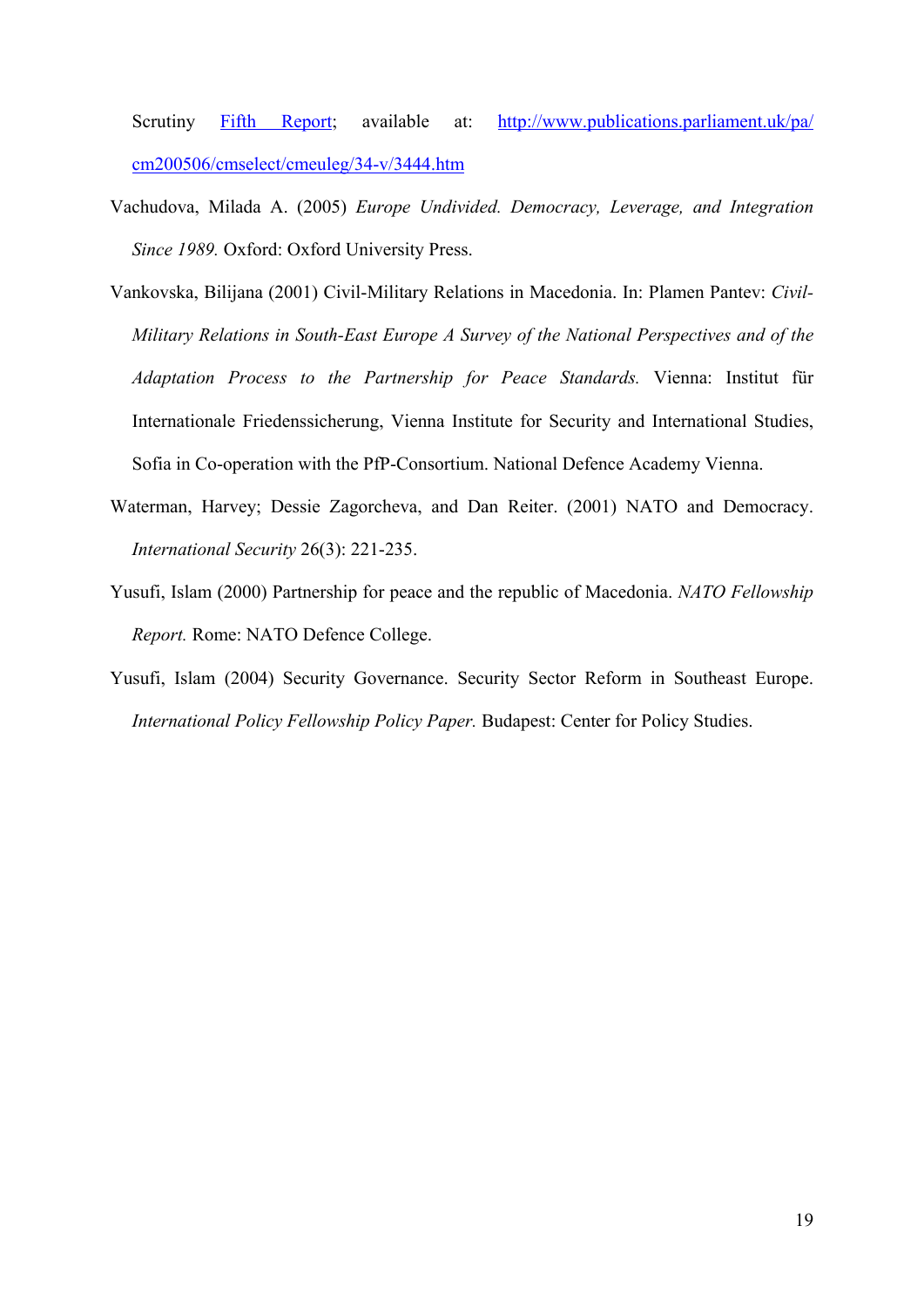Scrutiny [Fifth Report](http://www.publications.parliament.uk/pa/cm200506/cmselect/cmeuleg/34-v/3444.htm); available at: http://www.publications.parliament.uk/pa/cm200506/cmselect/cmeuleg/34-v/3444.htm

Vachudova, Milada A. (2005) *Europe Undivided. Democracy, Leverage, and Integration Since 1989.* Oxford: Oxford University Press.

Vankovska, Bilijana (2001) Civil-Military Relations in Macedonia. In: Plamen Pantev: *Civil-Military Relations in South-East Europe A Survey of the National Perspectives and of the Adaptation Process to the Partnership for Peace Standards.* Vienna: Institut für Internationale Friedenssicherung, Vienna Institute for Security and International Studies, Sofia in Co-operation with the PfP-Consortium. National Defence Academy Vienna.

Waterman, Harvey; Dessie Zagorcheva, and Dan Reiter. (2001) NATO and Democracy. *International Security* 26(3): 221-235.

Yusufi, Islam (2000) Partnership for peace and the republic of Macedonia. *NATO Fellowship Report.* Rome: NATO Defence College.

Yusufi, Islam (2004) Security Governance. Security Sector Reform in Southeast Europe. *International Policy Fellowship Policy Paper.* Budapest: Center for Policy Studies.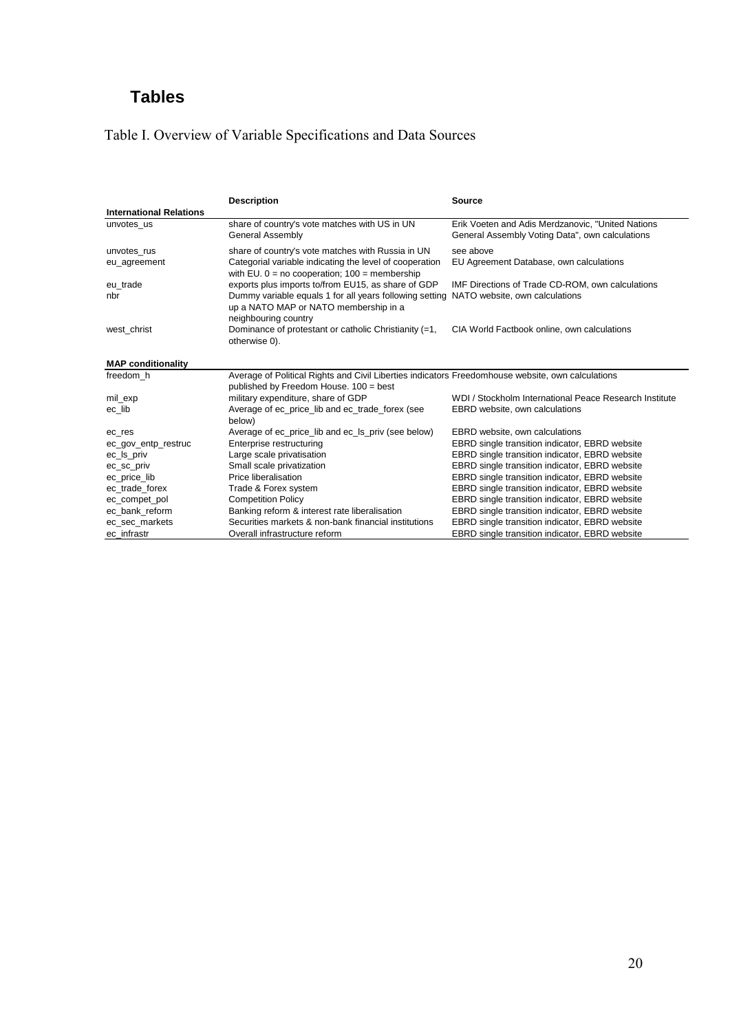# Tables

Table I. Overview of Variable Specifications and Data Sources

| | Description | Source |
|---|---|---|
| **International Relations** | | |
| unvotes_us | share of country's vote matches with US in UN General Assembly | Erik Voeten and Adis Merdzanovic, "United Nations General Assembly Voting Data", own calculations |
| unvotes_rus | share of country's vote matches with Russia in UN | see above |
| eu_agreement | Categorial variable indicating the level of cooperation with EU. 0 = no cooperation; 100 = membership | EU Agreement Database, own calculations |
| eu_trade | exports plus imports to/from EU15, as share of GDP | IMF Directions of Trade CD-ROM, own calculations |
| nbr | Dummy variable equals 1 for all years following setting up a NATO MAP or NATO membership in a neighbouring country | NATO website, own calculations |
| west_christ | Dominance of protestant or catholic Christianity (=1, otherwise 0). | CIA World Factbook online, own calculations |
| **MAP conditionality** | | |
| freedom_h | Average of Political Rights and Civil Liberties indicators published by Freedom House. 100 = best | Freedomhouse website, own calculations |
| mil_exp | military expenditure, share of GDP | WDI / Stockholm International Peace Research Institute |
| ec_lib | Average of ec_price_lib and ec_trade_forex (see below) | EBRD website, own calculations |
| ec_res | Average of ec_price_lib and ec_ls_priv (see below) | EBRD website, own calculations |
| ec_gov_entp_restruc | Enterprise restructuring | EBRD single transition indicator, EBRD website |
| ec_ls_priv | Large scale privatisation | EBRD single transition indicator, EBRD website |
| ec_sc_priv | Small scale privatization | EBRD single transition indicator, EBRD website |
| ec_price_lib | Price liberalisation | EBRD single transition indicator, EBRD website |
| ec_trade_forex | Trade & Forex system | EBRD single transition indicator, EBRD website |
| ec_compet_pol | Competition Policy | EBRD single transition indicator, EBRD website |
| ec_bank_reform | Banking reform & interest rate liberalisation | EBRD single transition indicator, EBRD website |
| ec_sec_markets | Securities markets & non-bank financial institutions | EBRD single transition indicator, EBRD website |
| ec_infrastr | Overall infrastructure reform | EBRD single transition indicator, EBRD website |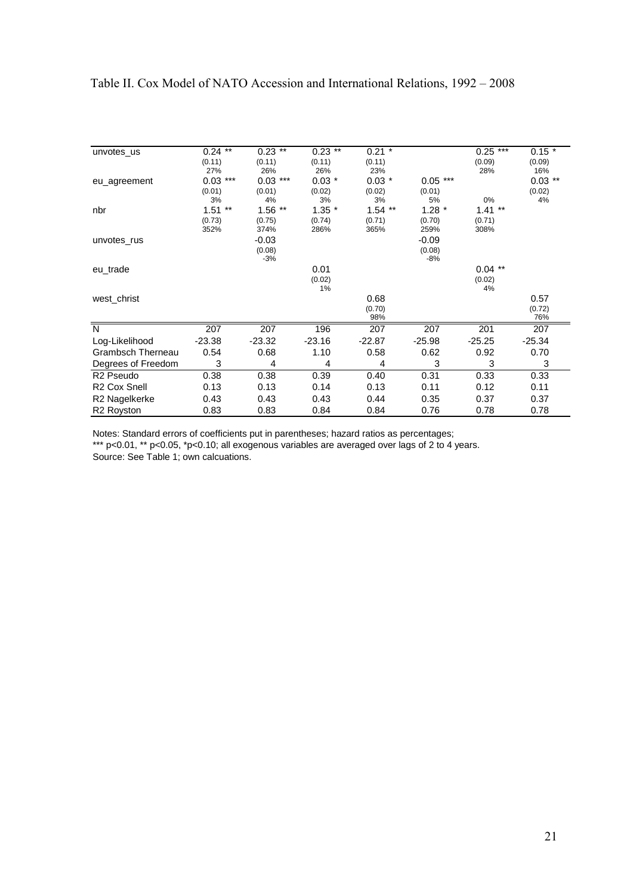Table II. Cox Model of NATO Accession and International Relations, 1992 – 2008

| | (1) | (2) | (3) | (4) | (5) | (6) | (7) |
|---|---|---|---|---|---|---|---|
| unvotes_us | 0.24 ** | 0.23 ** | 0.23 ** | 0.21 * | | 0.25 *** | 0.15 * |
| | (0.11) | (0.11) | (0.11) | (0.11) | | (0.09) | (0.09) |
| | 27% | 26% | 26% | 23% | | 28% | 16% |
| eu_agreement | 0.03 *** | 0.03 *** | 0.03 * | 0.03 * | 0.05 *** | | 0.03 ** |
| | (0.01) | (0.01) | (0.02) | (0.02) | (0.01) | | (0.02) |
| | 3% | 4% | 3% | 3% | 5% | 0% | 4% |
| nbr | 1.51 ** | 1.56 ** | 1.35 * | 1.54 ** | 1.28 * | 1.41 ** | |
| | (0.73) | (0.75) | (0.74) | (0.71) | (0.70) | (0.71) | |
| | 352% | 374% | 286% | 365% | 259% | 308% | |
| unvotes_rus | | -0.03 | | | -0.09 | | |
| | | (0.08) | | | (0.08) | | |
| | | -3% | | | -8% | | |
| eu_trade | | | 0.01 | | | 0.04 ** | |
| | | | (0.02) | | | (0.02) | |
| | | | 1% | | | 4% | |
| west_christ | | | | 0.68 | | | 0.57 |
| | | | | (0.70) | | | (0.72) |
| | | | | 98% | | | 76% |
| N | 207 | 207 | 196 | 207 | 207 | 201 | 207 |
| Log-Likelihood | -23.38 | -23.32 | -23.16 | -22.87 | -25.98 | -25.25 | -25.34 |
| Grambsch Therneau | 0.54 | 0.68 | 1.10 | 0.58 | 0.62 | 0.92 | 0.70 |
| Degrees of Freedom | 3 | 4 | 4 | 4 | 3 | 3 | 3 |
| R2 Pseudo | 0.38 | 0.38 | 0.39 | 0.40 | 0.31 | 0.33 | 0.33 |
| R2 Cox Snell | 0.13 | 0.13 | 0.14 | 0.13 | 0.11 | 0.12 | 0.11 |
| R2 Nagelkerke | 0.43 | 0.43 | 0.43 | 0.44 | 0.35 | 0.37 | 0.37 |
| R2 Royston | 0.83 | 0.83 | 0.84 | 0.84 | 0.76 | 0.78 | 0.78 |

Notes: Standard errors of coefficients put in parentheses; hazard ratios as percentages;
*** p<0.01, ** p<0.05, *p<0.10; all exogenous variables are averaged over lags of 2 to 4 years.
Source: See Table 1; own calcuations.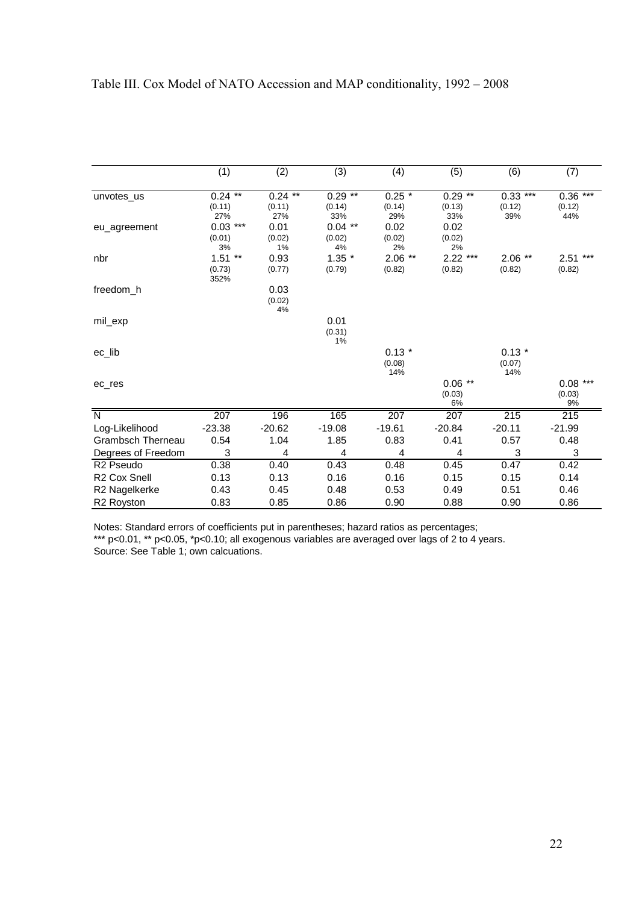Table III. Cox Model of NATO Accession and MAP conditionality, 1992 – 2008

| | (1) | (2) | (3) | (4) | (5) | (6) | (7) |
|---|---|---|---|---|---|---|---|
| unvotes_us | 0.24 ** | 0.24 ** | 0.29 ** | 0.25 * | 0.29 ** | 0.33 *** | 0.36 *** |
| | (0.11) | (0.11) | (0.14) | (0.14) | (0.13) | (0.12) | (0.12) |
| | 27% | 27% | 33% | 29% | 33% | 39% | 44% |
| eu_agreement | 0.03 *** | 0.01 | 0.04 ** | 0.02 | 0.02 | | |
| | (0.01) | (0.02) | (0.02) | (0.02) | (0.02) | | |
| | 3% | 1% | 4% | 2% | 2% | | |
| nbr | 1.51 ** | 0.93 | 1.35 * | 2.06 ** | 2.22 *** | 2.06 ** | 2.51 *** |
| | (0.73) | (0.77) | (0.79) | (0.82) | (0.82) | (0.82) | (0.82) |
| | 352% | | | | | | |
| freedom_h | | 0.03 | | | | | |
| | | (0.02) | | | | | |
| | | 4% | | | | | |
| mil_exp | | | 0.01 | | | | |
| | | | (0.31) | | | | |
| | | | 1% | | | | |
| ec_lib | | | | 0.13 * | | 0.13 * | |
| | | | | (0.08) | | (0.07) | |
| | | | | 14% | | 14% | |
| ec_res | | | | | 0.06 ** | | 0.08 *** |
| | | | | | (0.03) | | (0.03) |
| | | | | | 6% | | 9% |
| N | 207 | 196 | 165 | 207 | 207 | 215 | 215 |
| Log-Likelihood | -23.38 | -20.62 | -19.08 | -19.61 | -20.84 | -20.11 | -21.99 |
| Grambsch Therneau | 0.54 | 1.04 | 1.85 | 0.83 | 0.41 | 0.57 | 0.48 |
| Degrees of Freedom | 3 | 4 | 4 | 4 | 4 | 3 | 3 |
| R2 Pseudo | 0.38 | 0.40 | 0.43 | 0.48 | 0.45 | 0.47 | 0.42 |
| R2 Cox Snell | 0.13 | 0.13 | 0.16 | 0.16 | 0.15 | 0.15 | 0.14 |
| R2 Nagelkerke | 0.43 | 0.45 | 0.48 | 0.53 | 0.49 | 0.51 | 0.46 |
| R2 Royston | 0.83 | 0.85 | 0.86 | 0.90 | 0.88 | 0.90 | 0.86 |

Notes: Standard errors of coefficients put in parentheses; hazard ratios as percentages;
*** p<0.01, ** p<0.05, *p<0.10; all exogenous variables are averaged over lags of 2 to 4 years.
Source: See Table 1; own calcuations.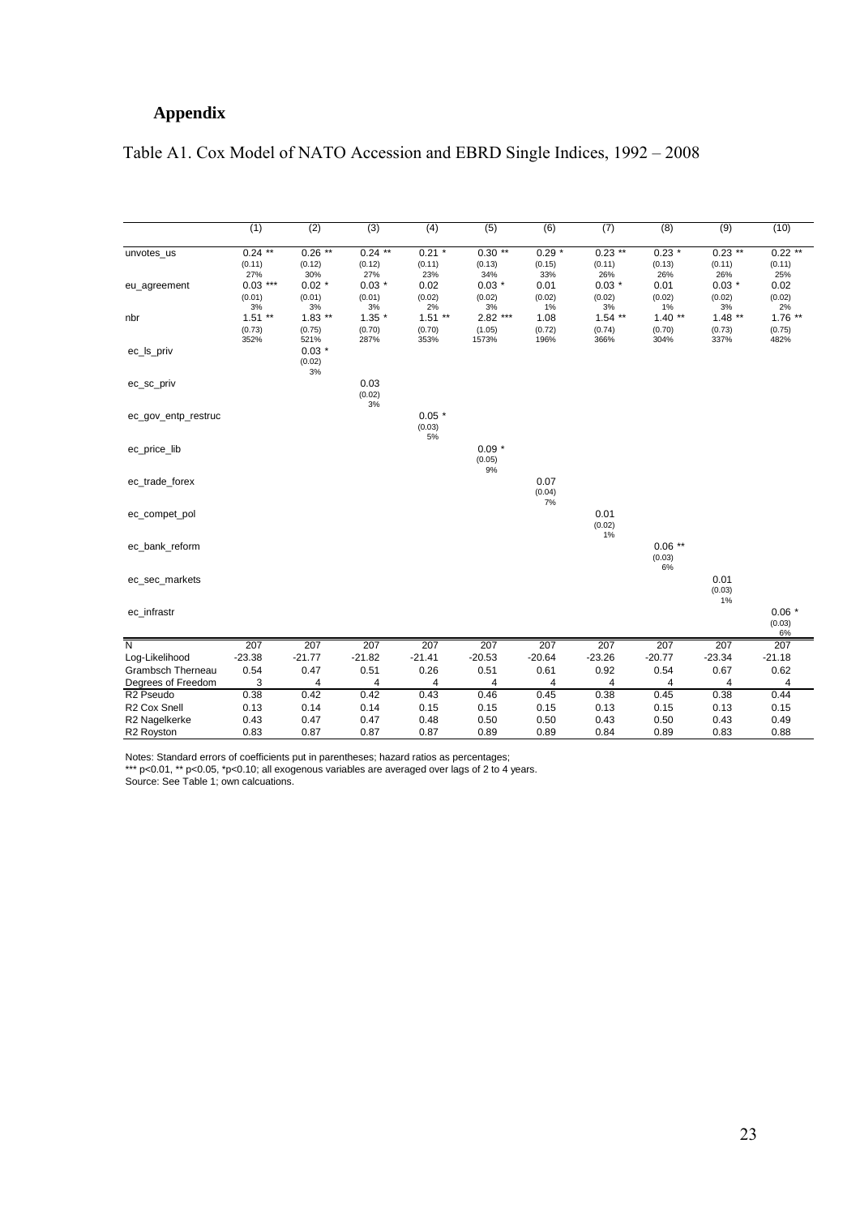# Appendix

Table A1. Cox Model of NATO Accession and EBRD Single Indices, 1992 – 2008

| | (1) | (2) | (3) | (4) | (5) | (6) | (7) | (8) | (9) | (10) |
|---|---|---|---|---|---|---|---|---|---|---|
| unvotes_us | 0.24 ** | 0.26 ** | 0.24 ** | 0.21 * | 0.30 ** | 0.29 * | 0.23 ** | 0.23 * | 0.23 ** | 0.22 ** |
| | (0.11) | (0.12) | (0.12) | (0.11) | (0.13) | (0.15) | (0.11) | (0.13) | (0.11) | (0.11) |
| | 27% | 30% | 27% | 23% | 34% | 33% | 26% | 26% | 26% | 25% |
| eu_agreement | 0.03 *** | 0.02 * | 0.03 * | 0.02 | 0.03 * | 0.01 | 0.03 * | 0.01 | 0.03 * | 0.02 |
| | (0.01) | (0.01) | (0.01) | (0.02) | (0.02) | (0.02) | (0.02) | (0.02) | (0.02) | (0.02) |
| | 3% | 3% | 3% | 2% | 3% | 1% | 3% | 1% | 3% | 2% |
| nbr | 1.51 ** | 1.83 ** | 1.35 * | 1.51 ** | 2.82 *** | 1.08 | 1.54 ** | 1.40 ** | 1.48 ** | 1.76 ** |
| | (0.73) | (0.75) | (0.70) | (0.70) | (1.05) | (0.72) | (0.74) | (0.70) | (0.73) | (0.75) |
| | 352% | 521% | 287% | 353% | 1573% | 196% | 366% | 304% | 337% | 482% |
| ec_ls_priv | | 0.03 * | | | | | | | | |
| | | (0.02) | | | | | | | | |
| | | 3% | | | | | | | | |
| ec_sc_priv | | | 0.03 | | | | | | | |
| | | | (0.02) | | | | | | | |
| | | | 3% | | | | | | | |
| ec_gov_entp_restruc | | | | 0.05 * | | | | | | |
| | | | | (0.03) | | | | | | |
| | | | | 5% | | | | | | |
| ec_price_lib | | | | | 0.09 * | | | | | |
| | | | | | (0.05) | | | | | |
| | | | | | 9% | | | | | |
| ec_trade_forex | | | | | | 0.07 | | | | |
| | | | | | | (0.04) | | | | |
| | | | | | | 7% | | | | |
| ec_compet_pol | | | | | | | 0.01 | | | |
| | | | | | | | (0.02) | | | |
| | | | | | | | 1% | | | |
| ec_bank_reform | | | | | | | | 0.06 ** | | |
| | | | | | | | | (0.03) | | |
| | | | | | | | | 6% | | |
| ec_sec_markets | | | | | | | | | 0.01 | |
| | | | | | | | | | (0.03) | |
| | | | | | | | | | 1% | |
| ec_infrastr | | | | | | | | | | 0.06 * |
| | | | | | | | | | | (0.03) |
| | | | | | | | | | | 6% |
| N | 207 | 207 | 207 | 207 | 207 | 207 | 207 | 207 | 207 | 207 |
| Log-Likelihood | -23.38 | -21.77 | -21.82 | -21.41 | -20.53 | -20.64 | -23.26 | -20.77 | -23.34 | -21.18 |
| Grambsch Therneau | 0.54 | 0.47 | 0.51 | 0.26 | 0.51 | 0.61 | 0.92 | 0.54 | 0.67 | 0.62 |
| Degrees of Freedom | 3 | 4 | 4 | 4 | 4 | 4 | 4 | 4 | 4 | 4 |
| $R^2$ Pseudo | 0.38 | 0.42 | 0.42 | 0.43 | 0.46 | 0.45 | 0.38 | 0.45 | 0.38 | 0.44 |
| $R^2$ Cox Snell | 0.13 | 0.14 | 0.14 | 0.15 | 0.15 | 0.15 | 0.13 | 0.15 | 0.13 | 0.15 |
| $R^2$ Nagelkerke | 0.43 | 0.47 | 0.47 | 0.48 | 0.50 | 0.50 | 0.43 | 0.50 | 0.43 | 0.49 |
| $R^2$ Royston | 0.83 | 0.87 | 0.87 | 0.87 | 0.89 | 0.89 | 0.84 | 0.89 | 0.83 | 0.88 |

Notes: Standard errors of coefficients put in parentheses; hazard ratios as percentages;
*** p<0.01, ** p<0.05, *p<0.10; all exogenous variables are averaged over lags of 2 to 4 years.
Source: See Table 1; own calcuations.